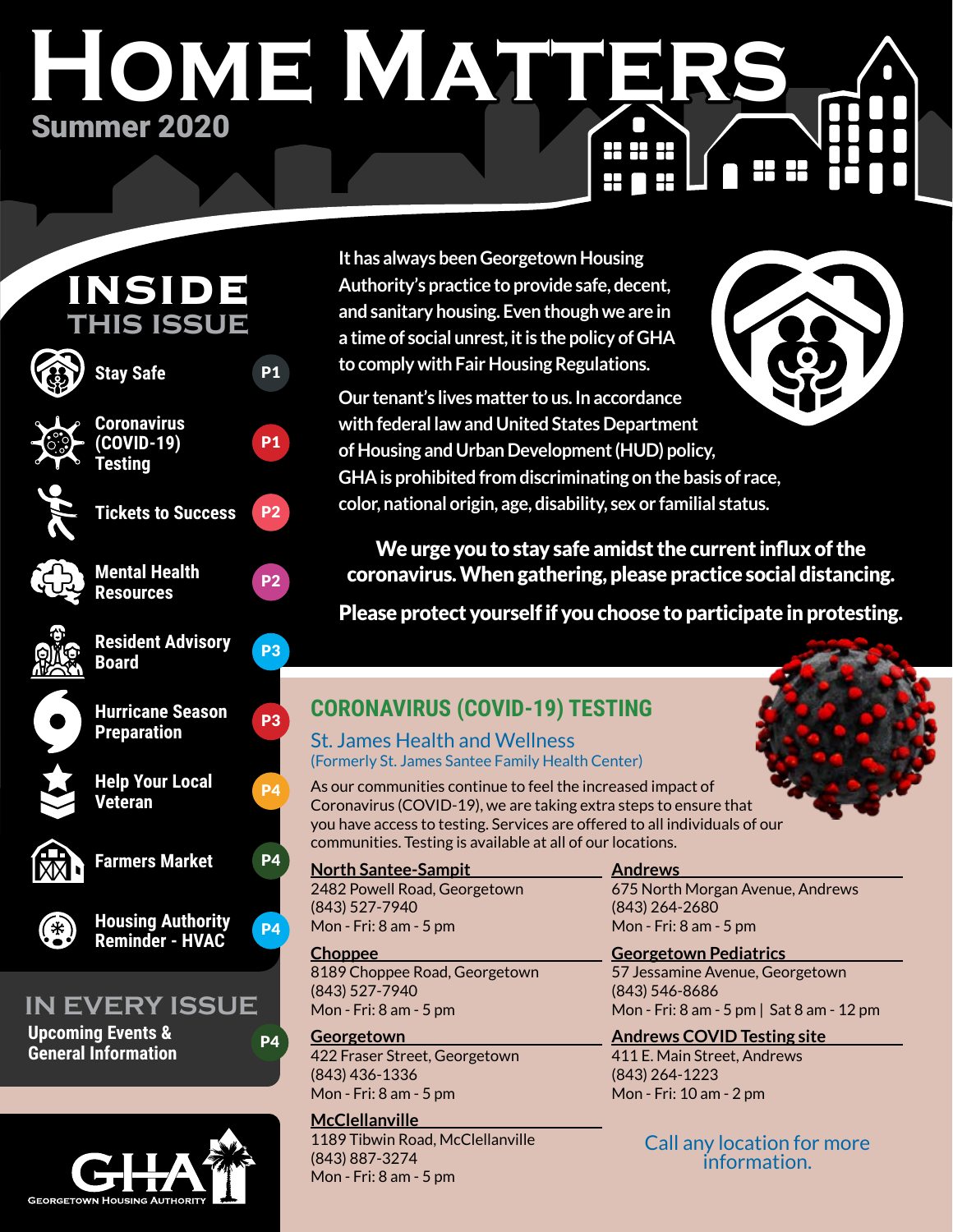# Home Matters

## Summer 2020

## INSIDE THIS ISSUE

| Topic | Page |
|---|---|
| Stay Safe | P1 |
| Coronavirus (COVID-19) Testing | P1 |
| Tickets to Success | P2 |
| Mental Health Resources | P2 |
| Resident Advisory Board | P3 |
| Hurricane Season Preparation | P3 |
| Help Your Local Veteran | P4 |
| Farmers Market | P4 |
| Housing Authority Reminder - HVAC | P4 |

## IN EVERY ISSUE

Upcoming Events & General Information — P4

GHA Georgetown Housing Authority

**It has always been Georgetown Housing Authority's practice to provide safe, decent, and sanitary housing. Even though we are in a time of social unrest, it is the policy of GHA to comply with Fair Housing Regulations.**

**Our tenant's lives matter to us. In accordance with federal law and United States Department of Housing and Urban Development (HUD) policy, GHA is prohibited from discriminating on the basis of race, color, national origin, age, disability, sex or familial status.**

**We urge you to stay safe amidst the current influx of the coronavirus. When gathering, please practice social distancing.**

**Please protect yourself if you choose to participate in protesting.**

## CORONAVIRUS (COVID-19) TESTING

### St. James Health and Wellness

(Formerly St. James Santee Family Health Center)

As our communities continue to feel the increased impact of Coronavirus (COVID-19), we are taking extra steps to ensure that you have access to testing. Services are offered to all individuals of our communities. Testing is available at all of our locations.

**North Santee-Sampit**
2482 Powell Road, Georgetown
(843) 527-7940
Mon - Fri: 8 am - 5 pm

**Choppee**
8189 Choppee Road, Georgetown
(843) 527-7940
Mon - Fri: 8 am - 5 pm

**Georgetown**
422 Fraser Street, Georgetown
(843) 436-1336
Mon - Fri: 8 am - 5 pm

**McClellanville**
1189 Tibwin Road, McClellanville
(843) 887-3274
Mon - Fri: 8 am - 5 pm

**Andrews**
675 North Morgan Avenue, Andrews
(843) 264-2680
Mon - Fri: 8 am - 5 pm

**Georgetown Pediatrics**
57 Jessamine Avenue, Georgetown
(843) 546-8686
Mon - Fri: 8 am - 5 pm | Sat 8 am - 12 pm

**Andrews COVID Testing site**
411 E. Main Street, Andrews
(843) 264-1223
Mon - Fri: 10 am - 2 pm

Call any location for more information.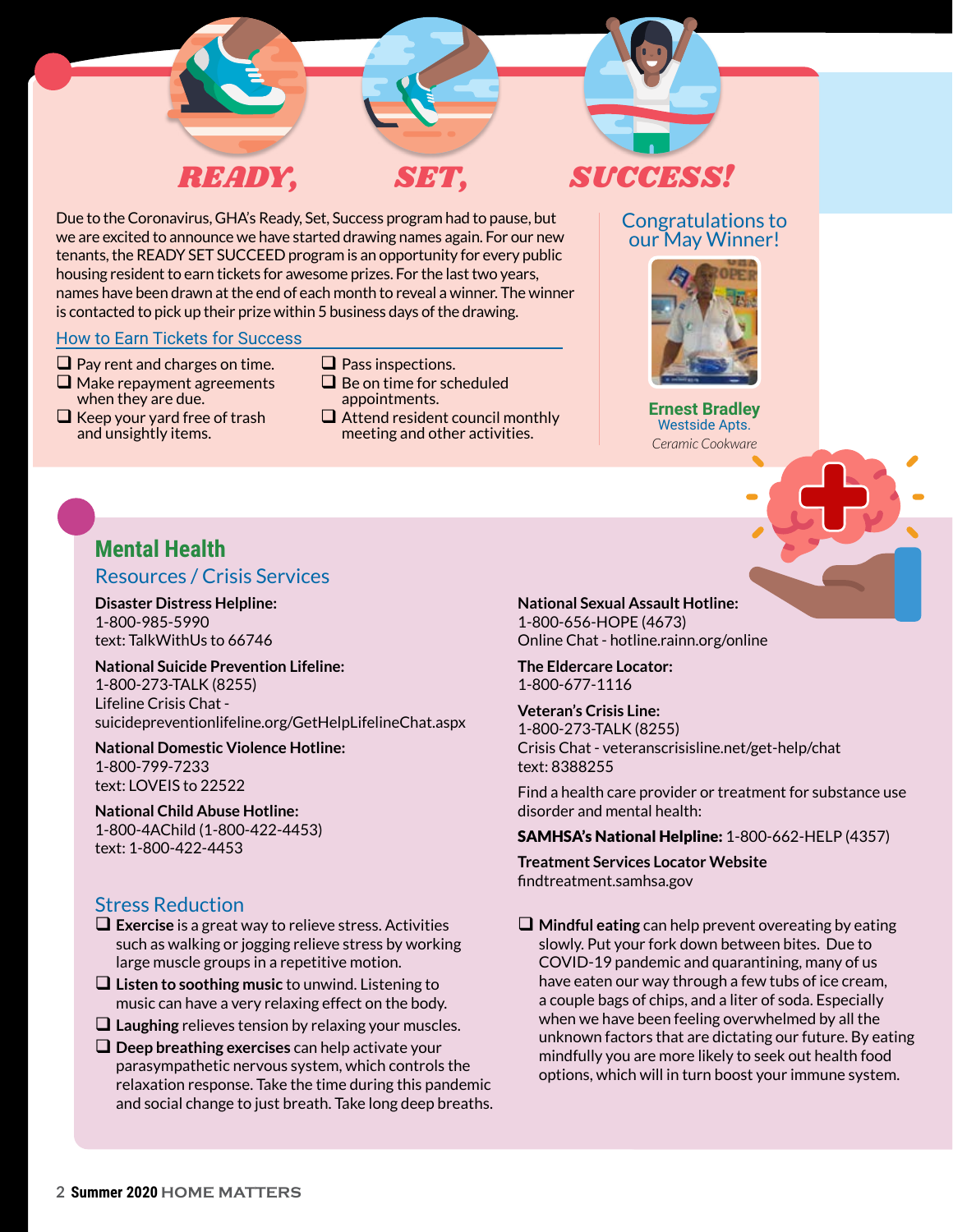# READY, SET, SUCCESS!

Due to the Coronavirus, GHA's Ready, Set, Success program had to pause, but we are excited to announce we have started drawing names again. For our new tenants, the READY SET SUCCEED program is an opportunity for every public housing resident to earn tickets for awesome prizes. For the last two years, names have been drawn at the end of each month to reveal a winner. The winner is contacted to pick up their prize within 5 business days of the drawing.

## How to Earn Tickets for Success

- ❑ Pay rent and charges on time.
- ❑ Make repayment agreements when they are due.
- ❑ Keep your yard free of trash and unsightly items.
- ❑ Pass inspections.
- ❑ Be on time for scheduled appointments.
- ❑ Attend resident council monthly meeting and other activities.

## Congratulations to our May Winner!

**Ernest Bradley**
Westside Apts.
*Ceramic Cookware*

# Mental Health

## Resources / Crisis Services

**Disaster Distress Helpline:**
1-800-985-5990
text: TalkWithUs to 66746

**National Suicide Prevention Lifeline:**
1-800-273-TALK (8255)
Lifeline Crisis Chat - suicidepreventionlifeline.org/GetHelpLifelineChat.aspx

**National Domestic Violence Hotline:**
1-800-799-7233
text: LOVEIS to 22522

**National Child Abuse Hotline:**
1-800-4AChild (1-800-422-4453)
text: 1-800-422-4453

**National Sexual Assault Hotline:**
1-800-656-HOPE (4673)
Online Chat - hotline.rainn.org/online

**The Eldercare Locator:**
1-800-677-1116

**Veteran's Crisis Line:**
1-800-273-TALK (8255)
Crisis Chat - veteranscrisisline.net/get-help/chat
text: 8388255

Find a health care provider or treatment for substance use disorder and mental health:

**SAMHSA's National Helpline:** 1-800-662-HELP (4357)

**Treatment Services Locator Website**
findtreatment.samhsa.gov

## Stress Reduction

- ❑ **Exercise** is a great way to relieve stress. Activities such as walking or jogging relieve stress by working large muscle groups in a repetitive motion.
- ❑ **Listen to soothing music** to unwind. Listening to music can have a very relaxing effect on the body.
- ❑ **Laughing** relieves tension by relaxing your muscles.
- ❑ **Deep breathing exercises** can help activate your parasympathetic nervous system, which controls the relaxation response. Take the time during this pandemic and social change to just breath. Take long deep breaths.
- ❑ **Mindful eating** can help prevent overeating by eating slowly. Put your fork down between bites. Due to COVID-19 pandemic and quarantining, many of us have eaten our way through a few tubs of ice cream, a couple bags of chips, and a liter of soda. Especially when we have been feeling overwhelmed by all the unknown factors that are dictating our future. By eating mindfully you are more likely to seek out health food options, which will in turn boost your immune system.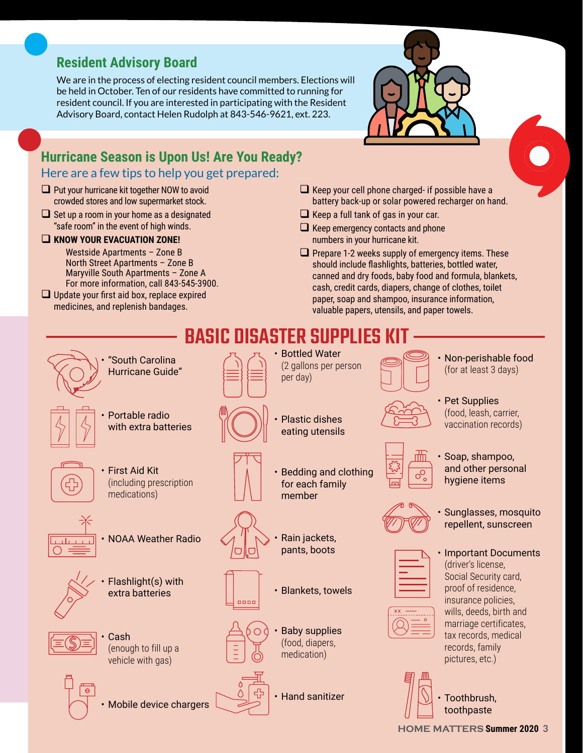## Resident Advisory Board

We are in the process of electing resident council members. Elections will be held in October. Ten of our residents have committed to running for resident council. If you are interested in participating with the Resident Advisory Board, contact Helen Rudolph at 843-546-9621, ext. 223.

## Hurricane Season is Upon Us! Are You Ready?

### Here are a few tips to help you get prepared:

- ❑ Put your hurricane kit together NOW to avoid crowded stores and low supermarket stock.
- ❑ Set up a room in your home as a designated "safe room" in the event of high winds.
- ❑ **KNOW YOUR EVACUATION ZONE!**
  - Westside Apartments – Zone B
  - North Street Apartments – Zone B
  - Maryville South Apartments – Zone A
  - For more information, call 843-545-3900.
- ❑ Update your first aid box, replace expired medicines, and replenish bandages.
- ❑ Keep your cell phone charged- if possible have a battery back-up or solar powered recharger on hand.
- ❑ Keep a full tank of gas in your car.
- ❑ Keep emergency contacts and phone numbers in your hurricane kit.
- ❑ Prepare 1-2 weeks supply of emergency items. These should include flashlights, batteries, bottled water, canned and dry foods, baby food and formula, blankets, cash, credit cards, diapers, change of clothes, toilet paper, soap and shampoo, insurance information, valuable papers, utensils, and paper towels.

## BASIC DISASTER SUPPLIES KIT

- "South Carolina Hurricane Guide"
- Portable radio with extra batteries
- First Aid Kit (including prescription medications)
- NOAA Weather Radio
- Flashlight(s) with extra batteries
- Cash (enough to fill up a vehicle with gas)
- Mobile device chargers
- Bottled Water (2 gallons per person per day)
- Plastic dishes eating utensils
- Bedding and clothing for each family member
- Rain jackets, pants, boots
- Blankets, towels
- Baby supplies (food, diapers, medication)
- Hand sanitizer
- Non-perishable food (for at least 3 days)
- Pet Supplies (food, leash, carrier, vaccination records)
- Soap, shampoo, and other personal hygiene items
- Sunglasses, mosquito repellent, sunscreen
- Important Documents (driver's license, Social Security card, proof of residence, insurance policies, wills, deeds, birth and marriage certificates, tax records, medical records, family pictures, etc.)
- Toothbrush, toothpaste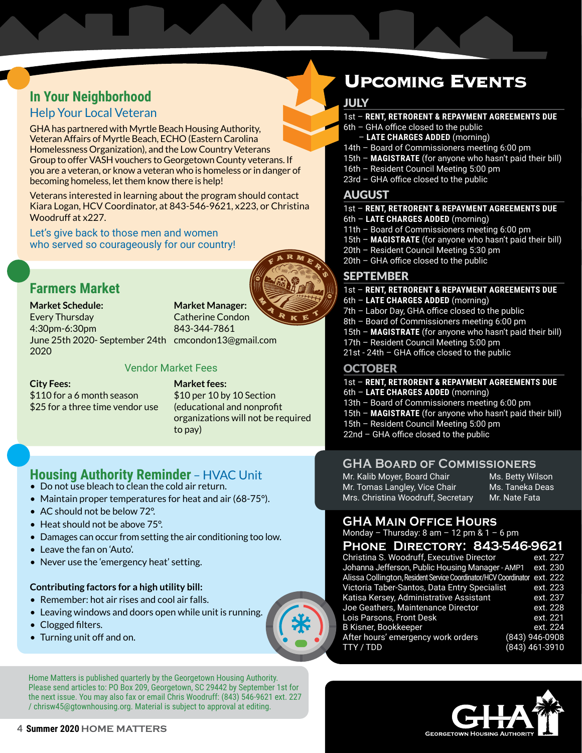## In Your Neighborhood

### Help Your Local Veteran

GHA has partnered with Myrtle Beach Housing Authority, Veteran Affairs of Myrtle Beach, ECHO (Eastern Carolina Homelessness Organization), and the Low Country Veterans Group to offer VASH vouchers to Georgetown County veterans. If you are a veteran, or know a veteran who is homeless or in danger of becoming homeless, let them know there is help!

Veterans interested in learning about the program should contact Kiara Logan, HCV Coordinator, at 843-546-9621, x223, or Christina Woodruff at x227.

Let's give back to those men and women who served so courageously for our country!

## Farmers Market

**Market Schedule:**
Every Thursday
4:30pm-6:30pm
June 25th 2020- September 24th 2020

**Market Manager:**
Catherine Condon
843-344-7861
cmcondon13@gmail.com

### Vendor Market Fees

**City Fees:**
$110 for a 6 month season
$25 for a three time vendor use

**Market fees:**
$10 per 10 by 10 Section (educational and nonprofit organizations will not be required to pay)

## Housing Authority Reminder – HVAC Unit

- Do not use bleach to clean the cold air return.
- Maintain proper temperatures for heat and air (68-75°).
- AC should not be below 72°.
- Heat should not be above 75°.
- Damages can occur from setting the air conditioning too low.
- Leave the fan on 'Auto'.
- Never use the 'emergency heat' setting.

**Contributing factors for a high utility bill:**

- Remember: hot air rises and cool air falls.
- Leaving windows and doors open while unit is running.
- Clogged filters.
- Turning unit off and on.

Home Matters is published quarterly by the Georgetown Housing Authority. Please send articles to: PO Box 209, Georgetown, SC 29442 by September 1st for the next issue. You may also fax or email Chris Woodruff: (843) 546-9621 ext. 227 / chrisw45@gtownhousing.org. Material is subject to approval at editing.

## Upcoming Events

### JULY

1st – **RENT, RETRORENT & REPAYMENT AGREEMENTS DUE**
6th – GHA office closed to the public
– **LATE CHARGES ADDED** (morning)
14th – Board of Commissioners meeting 6:00 pm
15th – **MAGISTRATE** (for anyone who hasn't paid their bill)
16th – Resident Council Meeting 5:00 pm
23rd – GHA office closed to the public

### AUGUST

1st – **RENT, RETRORENT & REPAYMENT AGREEMENTS DUE**
6th – **LATE CHARGES ADDED** (morning)
11th – Board of Commissioners meeting 6:00 pm
15th – **MAGISTRATE** (for anyone who hasn't paid their bill)
20th – Resident Council Meeting 5:30 pm
20th – GHA office closed to the public

### SEPTEMBER

1st – **RENT, RETRORENT & REPAYMENT AGREEMENTS DUE**
6th – **LATE CHARGES ADDED** (morning)
7th – Labor Day, GHA office closed to the public
8th – Board of Commissioners meeting 6:00 pm
15th – **MAGISTRATE** (for anyone who hasn't paid their bill)
17th – Resident Council Meeting 5:00 pm
21st - 24th – GHA office closed to the public

### OCTOBER

1st – **RENT, RETRORENT & REPAYMENT AGREEMENTS DUE**
6th – **LATE CHARGES ADDED** (morning)
13th – Board of Commissioners meeting 6:00 pm
15th – **MAGISTRATE** (for anyone who hasn't paid their bill)
15th – Resident Council Meeting 5:00 pm
22nd – GHA office closed to the public

## GHA Board of Commissioners

Mr. Kalib Moyer, Board Chair
Mr. Tomas Langley, Vice Chair
Mrs. Christina Woodruff, Secretary
Ms. Betty Wilson
Ms. Taneka Deas
Mr. Nate Fata

## GHA Main Office Hours

Monday – Thursday: 8 am – 12 pm & 1 – 6 pm

## Phone Directory: 843-546-9621

| | |
|---|---|
| Christina S. Woodruff, Executive Director | ext. 227 |
| Johanna Jefferson, Public Housing Manager - AMP1 | ext. 230 |
| Alissa Collington, Resident Service Coordinator/HCV Coordinator | ext. 222 |
| Victoria Taber-Santos, Data Entry Specialist | ext. 223 |
| Katisa Kersey, Administrative Assistant | ext. 237 |
| Joe Geathers, Maintenance Director | ext. 228 |
| Lois Parsons, Front Desk | ext. 221 |
| B Kisner, Bookkeeper | ext. 224 |
| After hours' emergency work orders | (843) 946-0908 |
| TTY / TDD | (843) 461-3910 |

GHA Georgetown Housing Authority